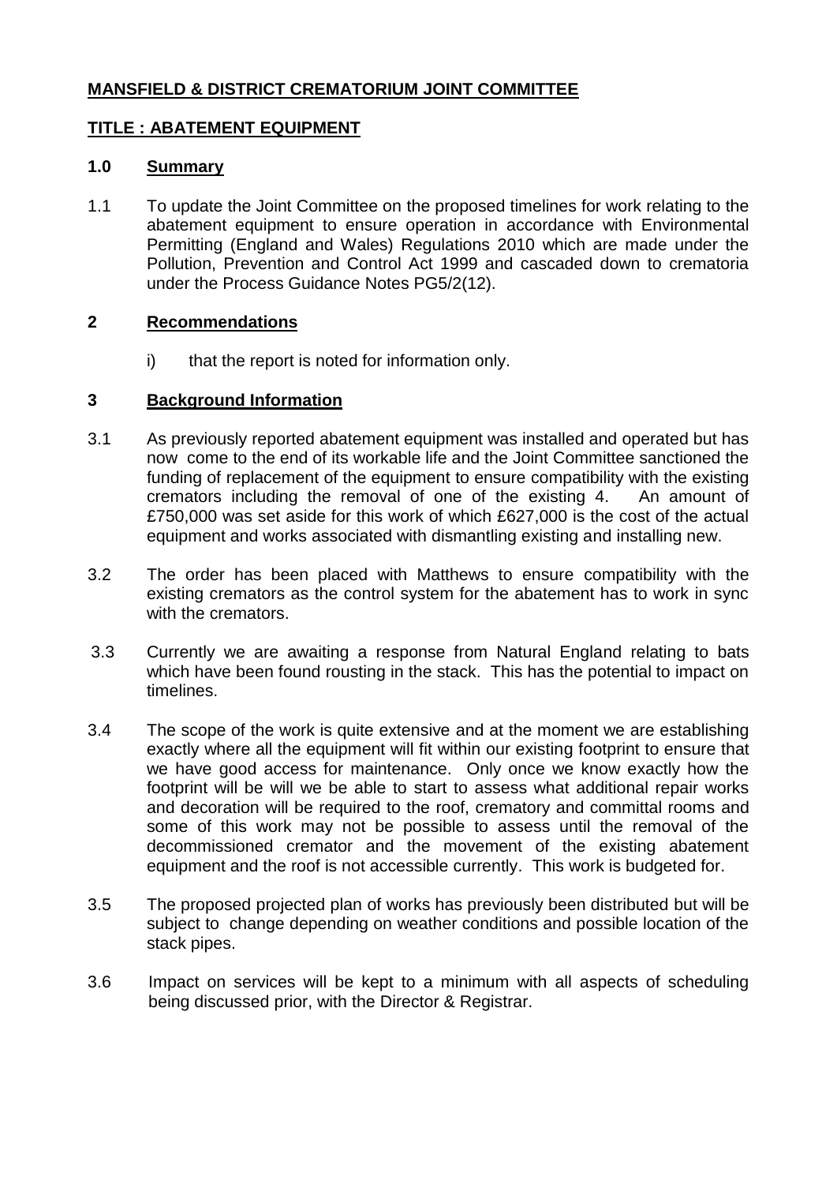# MANSFIELD & DISTRICT CREMATORIUM JOINT COMMITTEE

## TITLE : ABATEMENT EQUIPMENT

### 1.0 Summary

1.1 To update the Joint Committee on the proposed timelines for work relating to the abatement equipment to ensure operation in accordance with Environmental Permitting (England and Wales) Regulations 2010 which are made under the Pollution, Prevention and Control Act 1999 and cascaded down to crematoria under the Process Guidance Notes PG5/2(12).

### 2 Recommendations

i) that the report is noted for information only.

### 3 Background Information

3.1 As previously reported abatement equipment was installed and operated but has now come to the end of its workable life and the Joint Committee sanctioned the funding of replacement of the equipment to ensure compatibility with the existing cremators including the removal of one of the existing 4. An amount of £750,000 was set aside for this work of which £627,000 is the cost of the actual equipment and works associated with dismantling existing and installing new.

3.2 The order has been placed with Matthews to ensure compatibility with the existing cremators as the control system for the abatement has to work in sync with the cremators.

3.3 Currently we are awaiting a response from Natural England relating to bats which have been found rousting in the stack. This has the potential to impact on timelines.

3.4 The scope of the work is quite extensive and at the moment we are establishing exactly where all the equipment will fit within our existing footprint to ensure that we have good access for maintenance. Only once we know exactly how the footprint will be will we be able to start to assess what additional repair works and decoration will be required to the roof, crematory and committal rooms and some of this work may not be possible to assess until the removal of the decommissioned cremator and the movement of the existing abatement equipment and the roof is not accessible currently. This work is budgeted for.

3.5 The proposed projected plan of works has previously been distributed but will be subject to change depending on weather conditions and possible location of the stack pipes.

3.6 Impact on services will be kept to a minimum with all aspects of scheduling being discussed prior, with the Director & Registrar.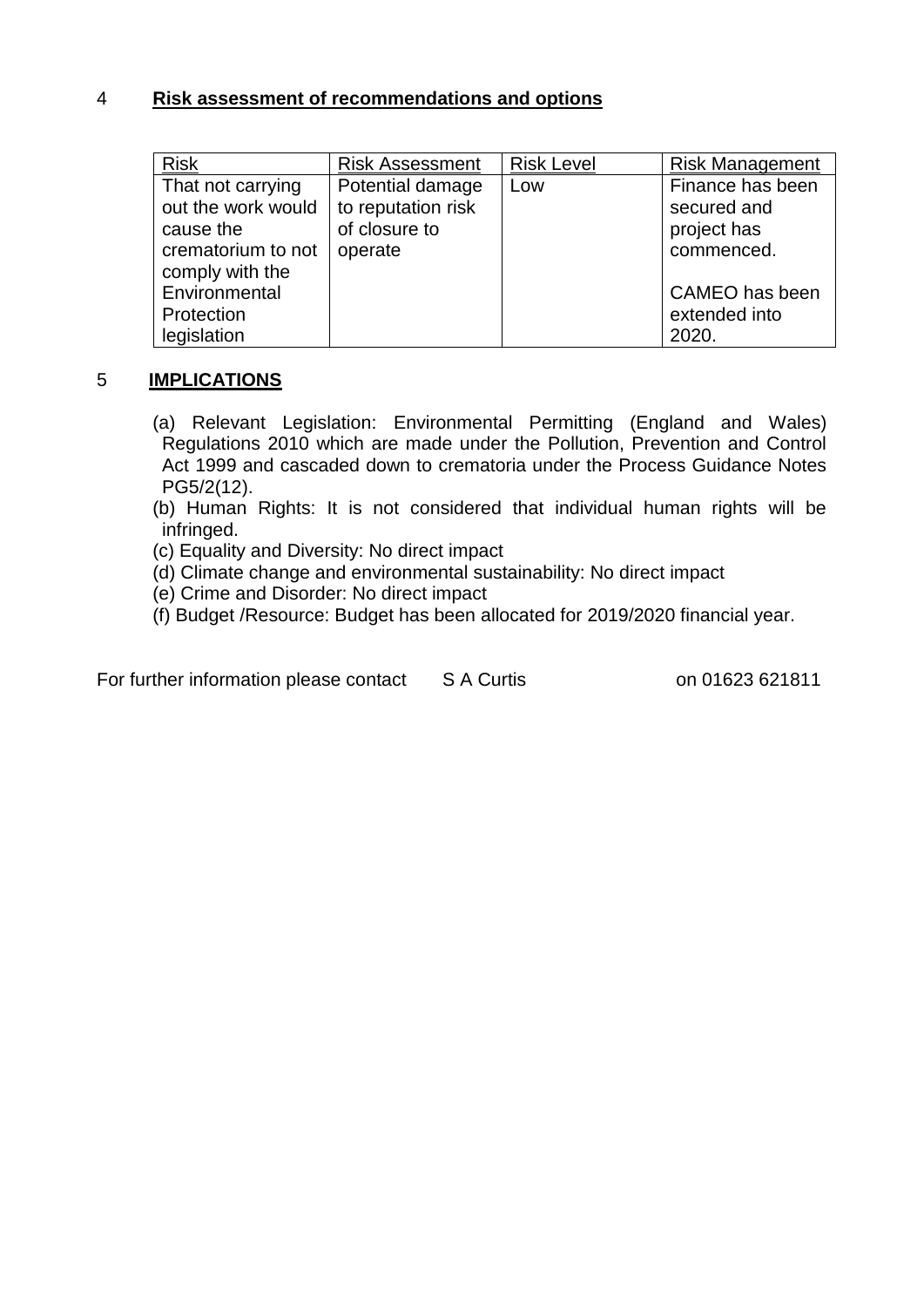## 4 **Risk assessment of recommendations and options**

| Risk | Risk Assessment | Risk Level | Risk Management |
|---|---|---|---|
| That not carrying out the work would cause the crematorium to not comply with the Environmental Protection legislation | Potential damage to reputation risk of closure to operate | Low | Finance has been secured and project has commenced.<br><br>CAMEO has been extended into 2020. |

## 5 **IMPLICATIONS**

(a) Relevant Legislation: Environmental Permitting (England and Wales) Regulations 2010 which are made under the Pollution, Prevention and Control Act 1999 and cascaded down to crematoria under the Process Guidance Notes PG5/2(12).

(b) Human Rights: It is not considered that individual human rights will be infringed.

(c) Equality and Diversity: No direct impact

(d) Climate change and environmental sustainability: No direct impact

(e) Crime and Disorder: No direct impact

(f) Budget /Resource: Budget has been allocated for 2019/2020 financial year.

For further information please contact S A Curtis on 01623 621811